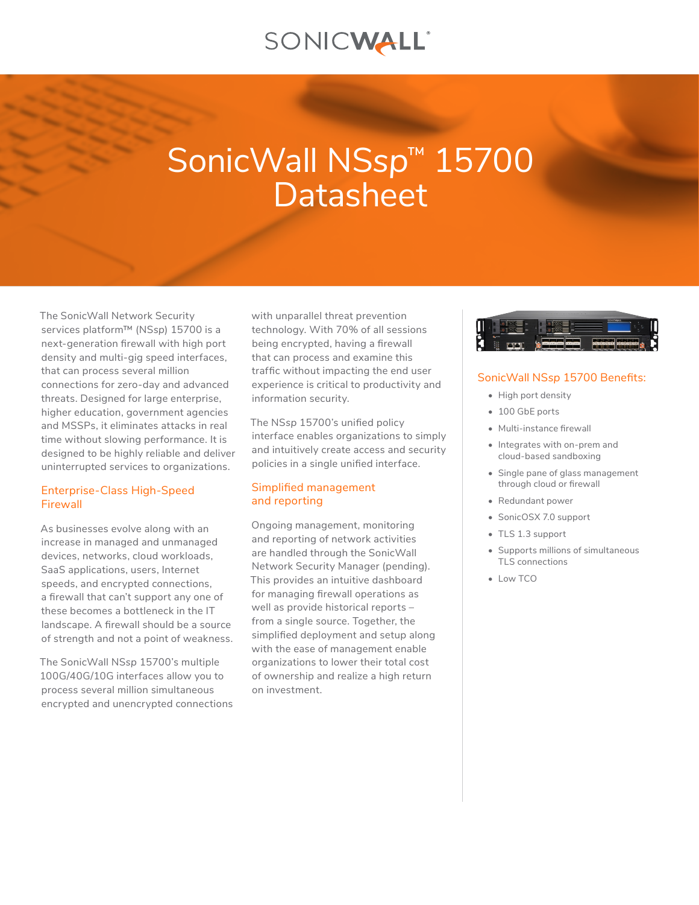# SonicWall NSsp™ 15700 Datasheet

The SonicWall Network Security services platform™ (NSsp) 15700 is a next-generation firewall with high port density and multi-gig speed interfaces, that can process several million connections for zero-day and advanced threats. Designed for large enterprise, higher education, government agencies and MSSPs, it eliminates attacks in real time without slowing performance. It is designed to be highly reliable and deliver uninterrupted services to organizations.

## Enterprise-Class High-Speed Firewall

As businesses evolve along with an increase in managed and unmanaged devices, networks, cloud workloads, SaaS applications, users, Internet speeds, and encrypted connections, a firewall that can't support any one of these becomes a bottleneck in the IT landscape. A firewall should be a source of strength and not a point of weakness.

The SonicWall NSsp 15700's multiple 100G/40G/10G interfaces allow you to process several million simultaneous encrypted and unencrypted connections with unparallel threat prevention technology. With 70% of all sessions being encrypted, having a firewall that can process and examine this traffic without impacting the end user experience is critical to productivity and information security.

The NSsp 15700's unified policy interface enables organizations to simply and intuitively create access and security policies in a single unified interface.

## Simplified management and reporting

Ongoing management, monitoring and reporting of network activities are handled through the SonicWall Network Security Manager (pending). This provides an intuitive dashboard for managing firewall operations as well as provide historical reports – from a single source. Together, the simplified deployment and setup along with the ease of management enable organizations to lower their total cost of ownership and realize a high return on investment.

## SonicWall NSsp 15700 Benefits:

- High port density
- 100 GbE ports
- Multi-instance firewall
- Integrates with on-prem and cloud-based sandboxing
- Single pane of glass management through cloud or firewall
- Redundant power
- SonicOSX 7.0 support
- TLS 1.3 support
- Supports millions of simultaneous TLS connections
- Low TCO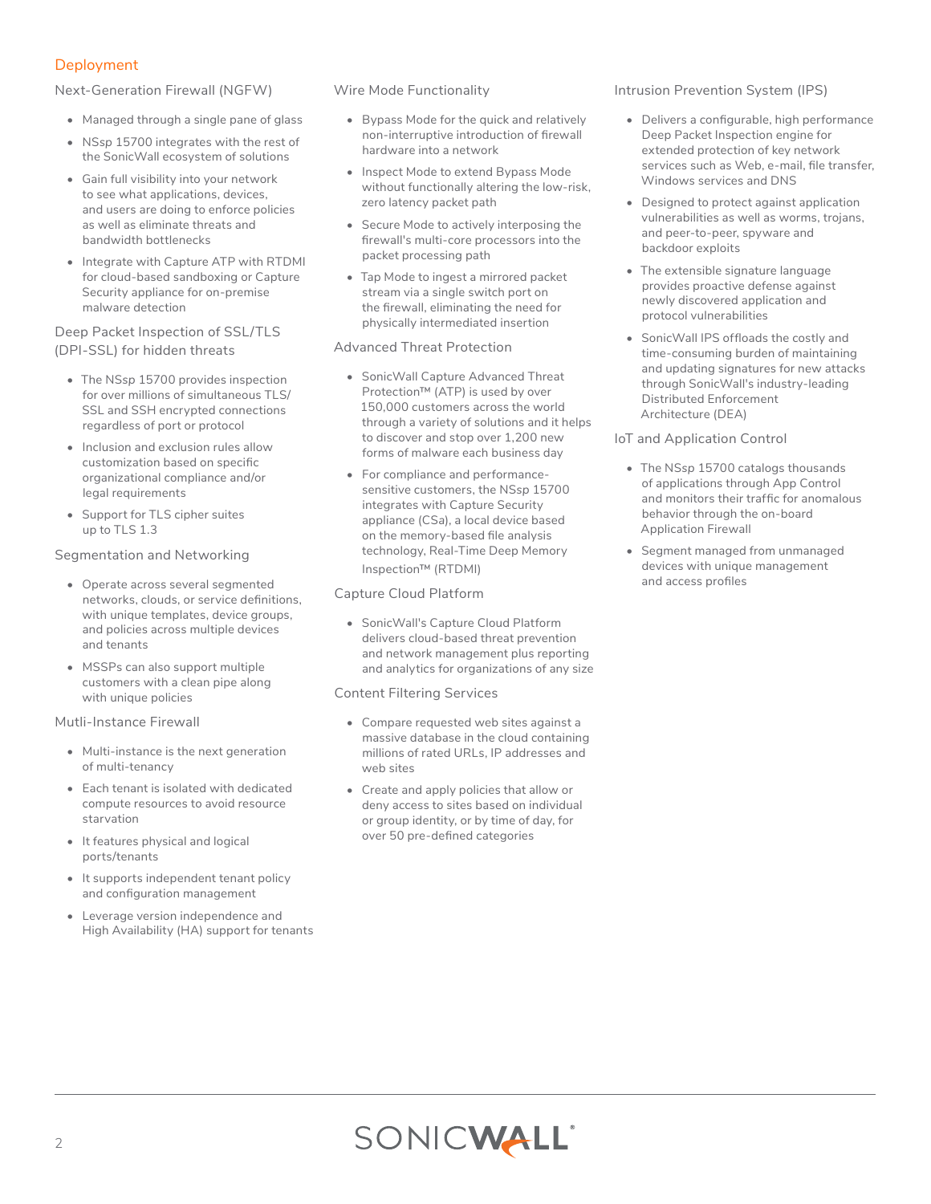## Deployment

### Next-Generation Firewall (NGFW)

- Managed through a single pane of glass
- NSsp 15700 integrates with the rest of the SonicWall ecosystem of solutions
- Gain full visibility into your network to see what applications, devices, and users are doing to enforce policies as well as eliminate threats and bandwidth bottlenecks
- Integrate with Capture ATP with RTDMI for cloud-based sandboxing or Capture Security appliance for on-premise malware detection

### Deep Packet Inspection of SSL/TLS (DPI-SSL) for hidden threats

- The NSsp 15700 provides inspection for over millions of simultaneous TLS/SSL and SSH encrypted connections regardless of port or protocol
- Inclusion and exclusion rules allow customization based on specific organizational compliance and/or legal requirements
- Support for TLS cipher suites up to TLS 1.3

### Segmentation and Networking

- Operate across several segmented networks, clouds, or service definitions, with unique templates, device groups, and policies across multiple devices and tenants
- MSSPs can also support multiple customers with a clean pipe along with unique policies

### Mutli-Instance Firewall

- Multi-instance is the next generation of multi-tenancy
- Each tenant is isolated with dedicated compute resources to avoid resource starvation
- It features physical and logical ports/tenants
- It supports independent tenant policy and configuration management
- Leverage version independence and High Availability (HA) support for tenants

### Wire Mode Functionality

- Bypass Mode for the quick and relatively non-interruptive introduction of firewall hardware into a network
- Inspect Mode to extend Bypass Mode without functionally altering the low-risk, zero latency packet path
- Secure Mode to actively interposing the firewall's multi-core processors into the packet processing path
- Tap Mode to ingest a mirrored packet stream via a single switch port on the firewall, eliminating the need for physically intermediated insertion

### Advanced Threat Protection

- SonicWall Capture Advanced Threat Protection™ (ATP) is used by over 150,000 customers across the world through a variety of solutions and it helps to discover and stop over 1,200 new forms of malware each business day
- For compliance and performance-sensitive customers, the NSsp 15700 integrates with Capture Security appliance (CSa), a local device based on the memory-based file analysis technology, Real-Time Deep Memory Inspection™ (RTDMI)

### Capture Cloud Platform

- SonicWall's Capture Cloud Platform delivers cloud-based threat prevention and network management plus reporting and analytics for organizations of any size

### Content Filtering Services

- Compare requested web sites against a massive database in the cloud containing millions of rated URLs, IP addresses and web sites
- Create and apply policies that allow or deny access to sites based on individual or group identity, or by time of day, for over 50 pre-defined categories

### Intrusion Prevention System (IPS)

- Delivers a configurable, high performance Deep Packet Inspection engine for extended protection of key network services such as Web, e-mail, file transfer, Windows services and DNS
- Designed to protect against application vulnerabilities as well as worms, trojans, and peer-to-peer, spyware and backdoor exploits
- The extensible signature language provides proactive defense against newly discovered application and protocol vulnerabilities
- SonicWall IPS offloads the costly and time-consuming burden of maintaining and updating signatures for new attacks through SonicWall's industry-leading Distributed Enforcement Architecture (DEA)

### IoT and Application Control

- The NSsp 15700 catalogs thousands of applications through App Control and monitors their traffic for anomalous behavior through the on-board Application Firewall
- Segment managed from unmanaged devices with unique management and access profiles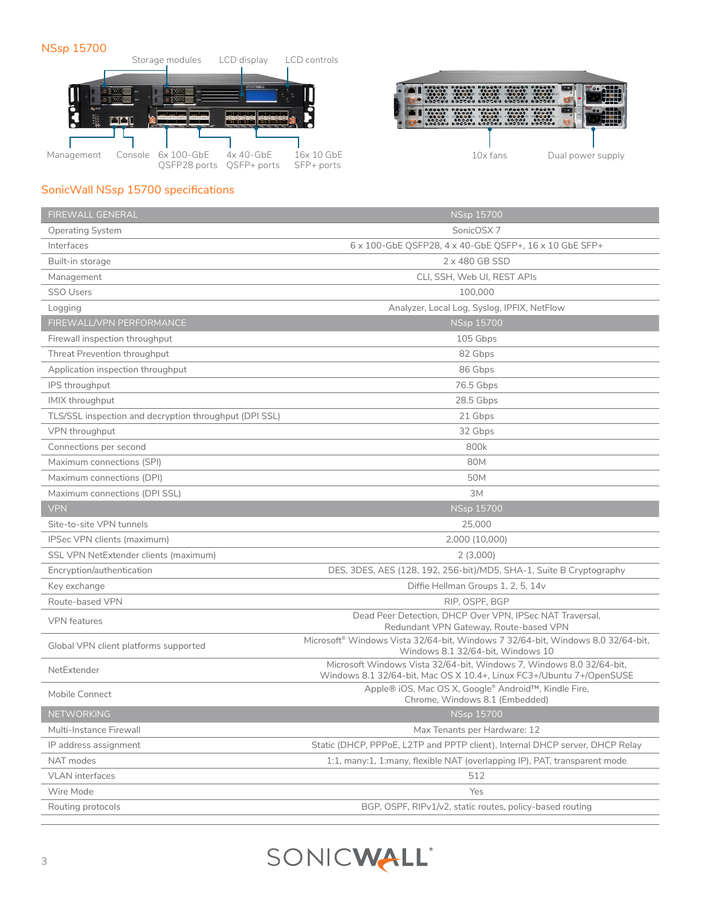## NSsp 15700

Storage modules | LCD display | LCD controls

Management | Console | 6x 100-GbE QSFP28 ports | 4x 40-GbE QSFP+ ports | 16x 10 GbE SFP+ ports

10x fans | Dual power supply

## SonicWall NSsp 15700 specifications

| FIREWALL GENERAL | NSsp 15700 |
|---|---|
| Operating System | SonicOSX 7 |
| Interfaces | 6 x 100-GbE QSFP28, 4 x 40-GbE QSFP+, 16 x 10 GbE SFP+ |
| Built-in storage | 2 x 480 GB SSD |
| Management | CLI, SSH, Web UI, REST APIs |
| SSO Users | 100,000 |
| Logging | Analyzer, Local Log, Syslog, IPFIX, NetFlow |
| **FIREWALL/VPN PERFORMANCE** | **NSsp 15700** |
| Firewall inspection throughput | 105 Gbps |
| Threat Prevention throughput | 82 Gbps |
| Application inspection throughput | 86 Gbps |
| IPS throughput | 76.5 Gbps |
| IMIX throughput | 28.5 Gbps |
| TLS/SSL inspection and decryption throughput (DPI SSL) | 21 Gbps |
| VPN throughput | 32 Gbps |
| Connections per second | 800k |
| Maximum connections (SPI) | 80M |
| Maximum connections (DPI) | 50M |
| Maximum connections (DPI SSL) | 3M |
| **VPN** | **NSsp 15700** |
| Site-to-site VPN tunnels | 25,000 |
| IPSec VPN clients (maximum) | 2,000 (10,000) |
| SSL VPN NetExtender clients (maximum) | 2 (3,000) |
| Encryption/authentication | DES, 3DES, AES (128, 192, 256-bit)/MD5, SHA-1, Suite B Cryptography |
| Key exchange | Diffie Hellman Groups 1, 2, 5, 14v |
| Route-based VPN | RIP, OSPF, BGP |
| VPN features | Dead Peer Detection, DHCP Over VPN, IPSec NAT Traversal, Redundant VPN Gateway, Route-based VPN |
| Global VPN client platforms supported | Microsoft® Windows Vista 32/64-bit, Windows 7 32/64-bit, Windows 8.0 32/64-bit, Windows 8.1 32/64-bit, Windows 10 |
| NetExtender | Microsoft Windows Vista 32/64-bit, Windows 7, Windows 8.0 32/64-bit, Windows 8.1 32/64-bit, Mac OS X 10.4+, Linux FC3+/Ubuntu 7+/OpenSUSE |
| Mobile Connect | Apple® iOS, Mac OS X, Google® Android™, Kindle Fire, Chrome, Windows 8.1 (Embedded) |
| **NETWORKING** | **NSsp 15700** |
| Multi-Instance Firewall | Max Tenants per Hardware: 12 |
| IP address assignment | Static (DHCP, PPPoE, L2TP and PPTP client), Internal DHCP server, DHCP Relay |
| NAT modes | 1:1, many:1, 1:many, flexible NAT (overlapping IP), PAT, transparent mode |
| VLAN interfaces | 512 |
| Wire Mode | Yes |
| Routing protocols | BGP, OSPF, RIPv1/v2, static routes, policy-based routing |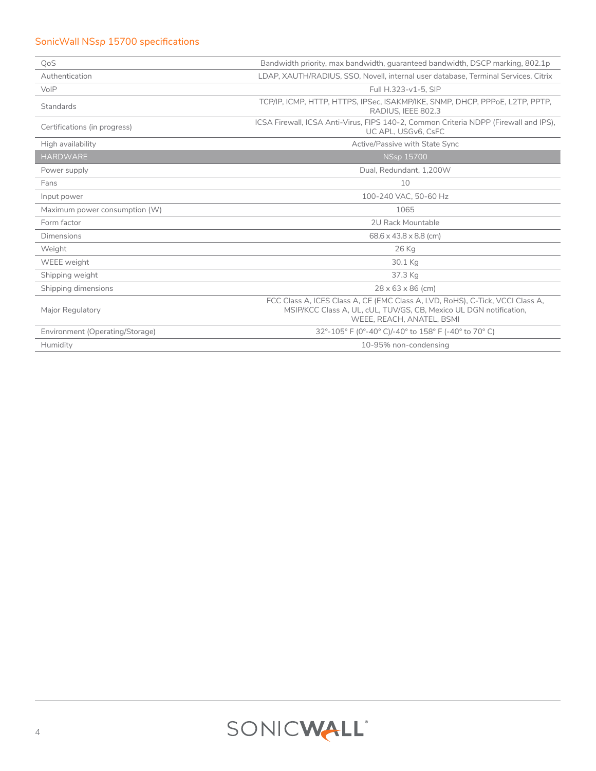## SonicWall NSsp 15700 specifications

| | |
|---|---|
| QoS | Bandwidth priority, max bandwidth, guaranteed bandwidth, DSCP marking, 802.1p |
| Authentication | LDAP, XAUTH/RADIUS, SSO, Novell, internal user database, Terminal Services, Citrix |
| VoIP | Full H.323-v1-5, SIP |
| Standards | TCP/IP, ICMP, HTTP, HTTPS, IPSec, ISAKMP/IKE, SNMP, DHCP, PPPoE, L2TP, PPTP, RADIUS, IEEE 802.3 |
| Certifications (in progress) | ICSA Firewall, ICSA Anti-Virus, FIPS 140-2, Common Criteria NDPP (Firewall and IPS), UC APL, USGv6, CsFC |
| High availability | Active/Passive with State Sync |
| **HARDWARE** | **NSsp 15700** |
| Power supply | Dual, Redundant, 1,200W |
| Fans | 10 |
| Input power | 100-240 VAC, 50-60 Hz |
| Maximum power consumption (W) | 1065 |
| Form factor | 2U Rack Mountable |
| Dimensions | 68.6 x 43.8 x 8.8 (cm) |
| Weight | 26 Kg |
| WEEE weight | 30.1 Kg |
| Shipping weight | 37.3 Kg |
| Shipping dimensions | 28 x 63 x 86 (cm) |
| Major Regulatory | FCC Class A, ICES Class A, CE (EMC Class A, LVD, RoHS), C-Tick, VCCI Class A, MSIP/KCC Class A, UL, cUL, TUV/GS, CB, Mexico UL DGN notification, WEEE, REACH, ANATEL, BSMI |
| Environment (Operating/Storage) | 32°-105° F (0°-40° C)/-40° to 158° F (-40° to 70° C) |
| Humidity | 10-95% non-condensing |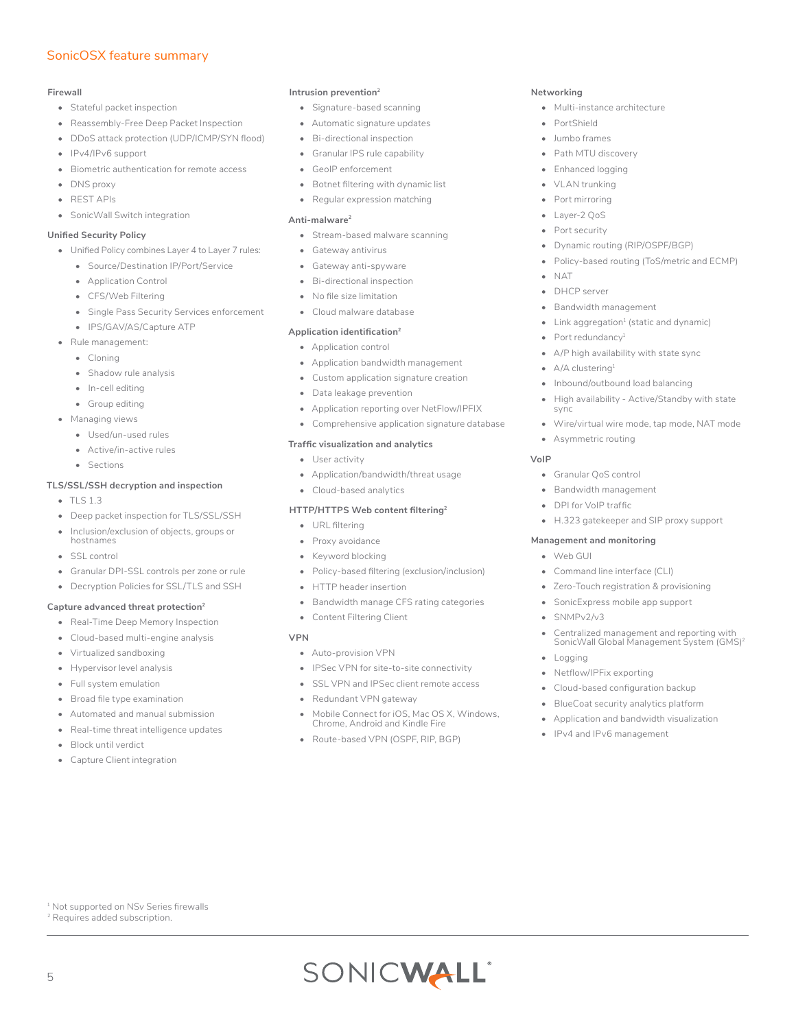# SonicOSX feature summary

### Firewall

- Stateful packet inspection
- Reassembly-Free Deep Packet Inspection
- DDoS attack protection (UDP/ICMP/SYN flood)
- IPv4/IPv6 support
- Biometric authentication for remote access
- DNS proxy
- REST APIs
- SonicWall Switch integration

### Unified Security Policy

- Unified Policy combines Layer 4 to Layer 7 rules:
  - Source/Destination IP/Port/Service
  - Application Control
  - CFS/Web Filtering
  - Single Pass Security Services enforcement
  - IPS/GAV/AS/Capture ATP
- Rule management:
  - Cloning
  - Shadow rule analysis
  - In-cell editing
  - Group editing
- Managing views
  - Used/un-used rules
  - Active/in-active rules
  - Sections

### TLS/SSL/SSH decryption and inspection

- TLS 1.3
- Deep packet inspection for TLS/SSL/SSH
- Inclusion/exclusion of objects, groups or hostnames
- SSL control
- Granular DPI-SSL controls per zone or rule
- Decryption Policies for SSL/TLS and SSH

### Capture advanced threat protection[2]

- Real-Time Deep Memory Inspection
- Cloud-based multi-engine analysis
- Virtualized sandboxing
- Hypervisor level analysis
- Full system emulation
- Broad file type examination
- Automated and manual submission
- Real-time threat intelligence updates
- Block until verdict
- Capture Client integration

### Intrusion prevention[2]

- Signature-based scanning
- Automatic signature updates
- Bi-directional inspection
- Granular IPS rule capability
- GeoIP enforcement
- Botnet filtering with dynamic list
- Regular expression matching

### Anti-malware[2]

- Stream-based malware scanning
- Gateway antivirus
- Gateway anti-spyware
- Bi-directional inspection
- No file size limitation
- Cloud malware database

### Application identification[2]

- Application control
- Application bandwidth management
- Custom application signature creation
- Data leakage prevention
- Application reporting over NetFlow/IPFIX
- Comprehensive application signature database

### Traffic visualization and analytics

- User activity
- Application/bandwidth/threat usage
- Cloud-based analytics

### HTTP/HTTPS Web content filtering[2]

- URL filtering
- Proxy avoidance
- Keyword blocking
- Policy-based filtering (exclusion/inclusion)
- HTTP header insertion
- Bandwidth manage CFS rating categories
- Content Filtering Client

### VPN

- Auto-provision VPN
- IPSec VPN for site-to-site connectivity
- SSL VPN and IPSec client remote access
- Redundant VPN gateway
- Mobile Connect for iOS, Mac OS X, Windows, Chrome, Android and Kindle Fire
- Route-based VPN (OSPF, RIP, BGP)

### Networking

- Multi-instance architecture
- PortShield
- Jumbo frames
- Path MTU discovery
- Enhanced logging
- VLAN trunking
- Port mirroring
- Layer-2 QoS
- Port security
- Dynamic routing (RIP/OSPF/BGP)
- Policy-based routing (ToS/metric and ECMP)
- NAT
- DHCP server
- Bandwidth management
- Link aggregation[1] (static and dynamic)
- Port redundancy[1]
- A/P high availability with state sync
- A/A clustering[1]
- Inbound/outbound load balancing
- High availability - Active/Standby with state sync
- Wire/virtual wire mode, tap mode, NAT mode
- Asymmetric routing

### VoIP

- Granular QoS control
- Bandwidth management
- DPI for VoIP traffic
- H.323 gatekeeper and SIP proxy support

### Management and monitoring

- Web GUI
- Command line interface (CLI)
- Zero-Touch registration & provisioning
- SonicExpress mobile app support
- SNMPv2/v3
- Centralized management and reporting with SonicWall Global Management System (GMS)[2]
- Logging
- Netflow/IPFix exporting
- Cloud-based configuration backup
- BlueCoat security analytics platform
- Application and bandwidth visualization
- IPv4 and IPv6 management

[1] Not supported on NSv Series firewalls

[2] Requires added subscription.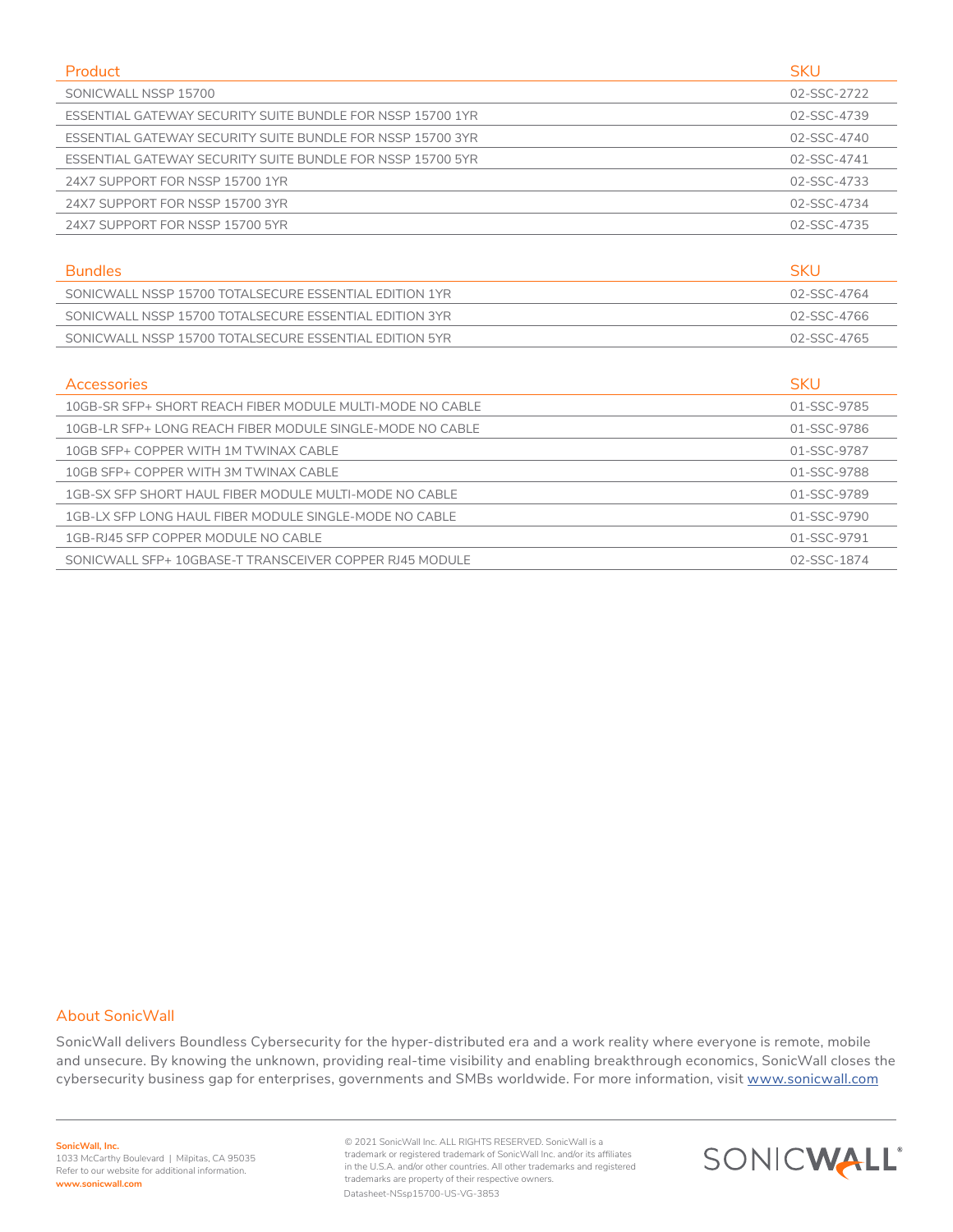| Product | SKU |
| --- | --- |
| SONICWALL NSSP 15700 | 02-SSC-2722 |
| ESSENTIAL GATEWAY SECURITY SUITE BUNDLE FOR NSSP 15700 1YR | 02-SSC-4739 |
| ESSENTIAL GATEWAY SECURITY SUITE BUNDLE FOR NSSP 15700 3YR | 02-SSC-4740 |
| ESSENTIAL GATEWAY SECURITY SUITE BUNDLE FOR NSSP 15700 5YR | 02-SSC-4741 |
| 24X7 SUPPORT FOR NSSP 15700 1YR | 02-SSC-4733 |
| 24X7 SUPPORT FOR NSSP 15700 3YR | 02-SSC-4734 |
| 24X7 SUPPORT FOR NSSP 15700 5YR | 02-SSC-4735 |

| Bundles | SKU |
| --- | --- |
| SONICWALL NSSP 15700 TOTALSECURE ESSENTIAL EDITION 1YR | 02-SSC-4764 |
| SONICWALL NSSP 15700 TOTALSECURE ESSENTIAL EDITION 3YR | 02-SSC-4766 |
| SONICWALL NSSP 15700 TOTALSECURE ESSENTIAL EDITION 5YR | 02-SSC-4765 |

| Accessories | SKU |
| --- | --- |
| 10GB-SR SFP+ SHORT REACH FIBER MODULE MULTI-MODE NO CABLE | 01-SSC-9785 |
| 10GB-LR SFP+ LONG REACH FIBER MODULE SINGLE-MODE NO CABLE | 01-SSC-9786 |
| 10GB SFP+ COPPER WITH 1M TWINAX CABLE | 01-SSC-9787 |
| 10GB SFP+ COPPER WITH 3M TWINAX CABLE | 01-SSC-9788 |
| 1GB-SX SFP SHORT HAUL FIBER MODULE MULTI-MODE NO CABLE | 01-SSC-9789 |
| 1GB-LX SFP LONG HAUL FIBER MODULE SINGLE-MODE NO CABLE | 01-SSC-9790 |
| 1GB-RJ45 SFP COPPER MODULE NO CABLE | 01-SSC-9791 |
| SONICWALL SFP+ 10GBASE-T TRANSCEIVER COPPER RJ45 MODULE | 02-SSC-1874 |

## About SonicWall

SonicWall delivers Boundless Cybersecurity for the hyper-distributed era and a work reality where everyone is remote, mobile and unsecure. By knowing the unknown, providing real-time visibility and enabling breakthrough economics, SonicWall closes the cybersecurity business gap for enterprises, governments and SMBs worldwide. For more information, visit www.sonicwall.com

**SonicWall, Inc.**
1033 McCarthy Boulevard | Milpitas, CA 95035
Refer to our website for additional information.
**www.sonicwall.com**

© 2021 SonicWall Inc. ALL RIGHTS RESERVED. SonicWall is a trademark or registered trademark of SonicWall Inc. and/or its affiliates in the U.S.A. and/or other countries. All other trademarks and registered trademarks are property of their respective owners.

Datasheet-NSsp15700-US-VG-3853

SONICWALL®